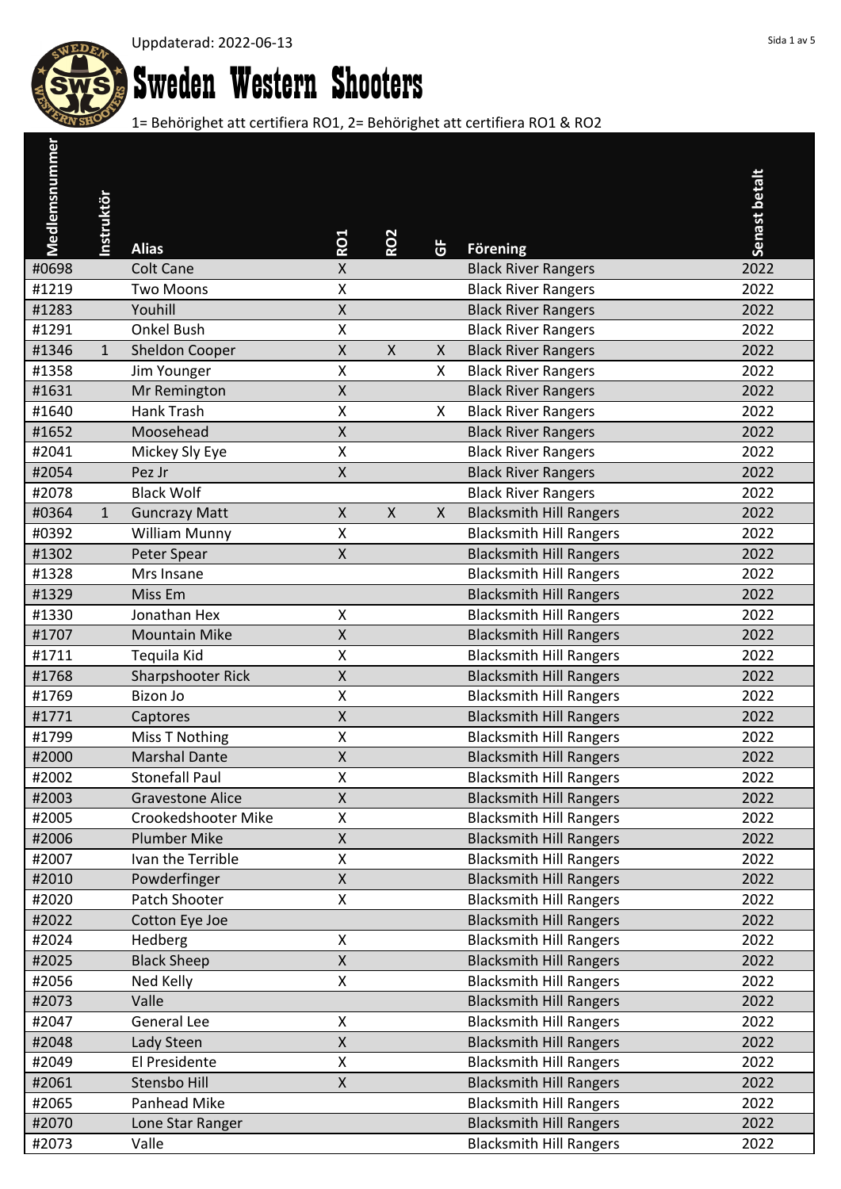Uppdaterad: 2022-06-13

# Sweden Western Shooters

1= Behörighet att certifiera RO1, 2= Behörighet att certifiera RO1 & RO2

| Medlemsnummer | Instruktör | Alias | RO1 | RO2 | GF | Förening | Senast betalt |
|---|---|---|---|---|---|---|---|
| #0698 | | Colt Cane | X | | | Black River Rangers | 2022 |
| #1219 | | Two Moons | X | | | Black River Rangers | 2022 |
| #1283 | | Youhill | X | | | Black River Rangers | 2022 |
| #1291 | | Onkel Bush | X | | | Black River Rangers | 2022 |
| #1346 | 1 | Sheldon Cooper | X | X | X | Black River Rangers | 2022 |
| #1358 | | Jim Younger | X | | X | Black River Rangers | 2022 |
| #1631 | | Mr Remington | X | | | Black River Rangers | 2022 |
| #1640 | | Hank Trash | X | | X | Black River Rangers | 2022 |
| #1652 | | Moosehead | X | | | Black River Rangers | 2022 |
| #2041 | | Mickey Sly Eye | X | | | Black River Rangers | 2022 |
| #2054 | | Pez Jr | X | | | Black River Rangers | 2022 |
| #2078 | | Black Wolf | | | | Black River Rangers | 2022 |
| #0364 | 1 | Guncrazy Matt | X | X | X | Blacksmith Hill Rangers | 2022 |
| #0392 | | William Munny | X | | | Blacksmith Hill Rangers | 2022 |
| #1302 | | Peter Spear | X | | | Blacksmith Hill Rangers | 2022 |
| #1328 | | Mrs Insane | | | | Blacksmith Hill Rangers | 2022 |
| #1329 | | Miss Em | | | | Blacksmith Hill Rangers | 2022 |
| #1330 | | Jonathan Hex | X | | | Blacksmith Hill Rangers | 2022 |
| #1707 | | Mountain Mike | X | | | Blacksmith Hill Rangers | 2022 |
| #1711 | | Tequila Kid | X | | | Blacksmith Hill Rangers | 2022 |
| #1768 | | Sharpshooter Rick | X | | | Blacksmith Hill Rangers | 2022 |
| #1769 | | Bizon Jo | X | | | Blacksmith Hill Rangers | 2022 |
| #1771 | | Captores | X | | | Blacksmith Hill Rangers | 2022 |
| #1799 | | Miss T Nothing | X | | | Blacksmith Hill Rangers | 2022 |
| #2000 | | Marshal Dante | X | | | Blacksmith Hill Rangers | 2022 |
| #2002 | | Stonefall Paul | X | | | Blacksmith Hill Rangers | 2022 |
| #2003 | | Gravestone Alice | X | | | Blacksmith Hill Rangers | 2022 |
| #2005 | | Crookedshooter Mike | X | | | Blacksmith Hill Rangers | 2022 |
| #2006 | | Plumber Mike | X | | | Blacksmith Hill Rangers | 2022 |
| #2007 | | Ivan the Terrible | X | | | Blacksmith Hill Rangers | 2022 |
| #2010 | | Powderfinger | X | | | Blacksmith Hill Rangers | 2022 |
| #2020 | | Patch Shooter | X | | | Blacksmith Hill Rangers | 2022 |
| #2022 | | Cotton Eye Joe | | | | Blacksmith Hill Rangers | 2022 |
| #2024 | | Hedberg | X | | | Blacksmith Hill Rangers | 2022 |
| #2025 | | Black Sheep | X | | | Blacksmith Hill Rangers | 2022 |
| #2056 | | Ned Kelly | X | | | Blacksmith Hill Rangers | 2022 |
| #2073 | | Valle | | | | Blacksmith Hill Rangers | 2022 |
| #2047 | | General Lee | X | | | Blacksmith Hill Rangers | 2022 |
| #2048 | | Lady Steen | X | | | Blacksmith Hill Rangers | 2022 |
| #2049 | | El Presidente | X | | | Blacksmith Hill Rangers | 2022 |
| #2061 | | Stensbo Hill | X | | | Blacksmith Hill Rangers | 2022 |
| #2065 | | Panhead Mike | | | | Blacksmith Hill Rangers | 2022 |
| #2070 | | Lone Star Ranger | | | | Blacksmith Hill Rangers | 2022 |
| #2073 | | Valle | | | | Blacksmith Hill Rangers | 2022 |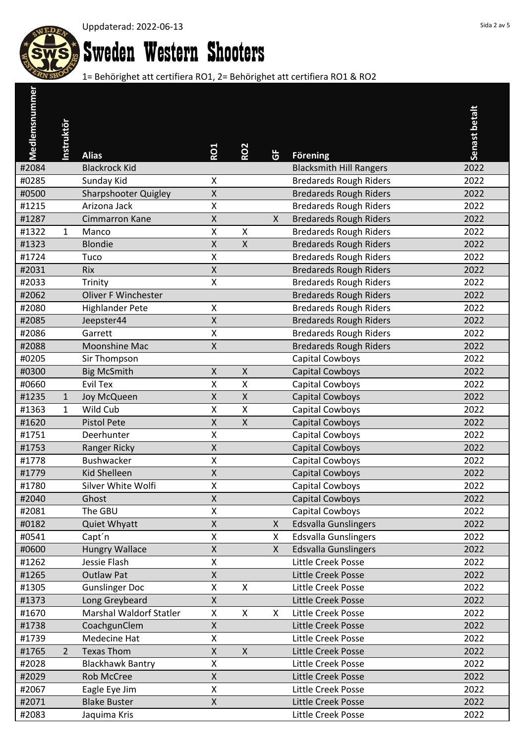Uppdaterad: 2022-06-13

# Sweden Western Shooters

1= Behörighet att certifiera RO1, 2= Behörighet att certifiera RO1 & RO2

| Medlemsnummer | Instruktör | Alias | RO1 | RO2 | GF | Förening | Senast betalt |
|---|---|---|---|---|---|---|---|
| #2084 | | Blackrock Kid | | | | Blacksmith Hill Rangers | 2022 |
| #0285 | | Sunday Kid | X | | | Bredareds Rough Riders | 2022 |
| #0500 | | Sharpshooter Quigley | X | | | Bredareds Rough Riders | 2022 |
| #1215 | | Arizona Jack | X | | | Bredareds Rough Riders | 2022 |
| #1287 | | Cimmarron Kane | X | | X | Bredareds Rough Riders | 2022 |
| #1322 | 1 | Manco | X | X | | Bredareds Rough Riders | 2022 |
| #1323 | | Blondie | X | X | | Bredareds Rough Riders | 2022 |
| #1724 | | Tuco | X | | | Bredareds Rough Riders | 2022 |
| #2031 | | Rix | X | | | Bredareds Rough Riders | 2022 |
| #2033 | | Trinity | X | | | Bredareds Rough Riders | 2022 |
| #2062 | | Oliver F Winchester | | | | Bredareds Rough Riders | 2022 |
| #2080 | | Highlander Pete | X | | | Bredareds Rough Riders | 2022 |
| #2085 | | Jeepster44 | X | | | Bredareds Rough Riders | 2022 |
| #2086 | | Garrett | X | | | Bredareds Rough Riders | 2022 |
| #2088 | | Moonshine Mac | X | | | Bredareds Rough Riders | 2022 |
| #0205 | | Sir Thompson | | | | Capital Cowboys | 2022 |
| #0300 | | Big McSmith | X | X | | Capital Cowboys | 2022 |
| #0660 | | Evil Tex | X | X | | Capital Cowboys | 2022 |
| #1235 | 1 | Joy McQueen | X | X | | Capital Cowboys | 2022 |
| #1363 | 1 | Wild Cub | X | X | | Capital Cowboys | 2022 |
| #1620 | | Pistol Pete | X | X | | Capital Cowboys | 2022 |
| #1751 | | Deerhunter | X | | | Capital Cowboys | 2022 |
| #1753 | | Ranger Ricky | X | | | Capital Cowboys | 2022 |
| #1778 | | Bushwacker | X | | | Capital Cowboys | 2022 |
| #1779 | | Kid Shelleen | X | | | Capital Cowboys | 2022 |
| #1780 | | Silver White Wolfi | X | | | Capital Cowboys | 2022 |
| #2040 | | Ghost | X | | | Capital Cowboys | 2022 |
| #2081 | | The GBU | X | | | Capital Cowboys | 2022 |
| #0182 | | Quiet Whyatt | X | | X | Edsvalla Gunslingers | 2022 |
| #0541 | | Capt´n | X | | X | Edsvalla Gunslingers | 2022 |
| #0600 | | Hungry Wallace | X | | X | Edsvalla Gunslingers | 2022 |
| #1262 | | Jessie Flash | X | | | Little Creek Posse | 2022 |
| #1265 | | Outlaw Pat | X | | | Little Creek Posse | 2022 |
| #1305 | | Gunslinger Doc | X | X | | Little Creek Posse | 2022 |
| #1373 | | Long Greybeard | X | | | Little Creek Posse | 2022 |
| #1670 | | Marshal Waldorf Statler | X | X | X | Little Creek Posse | 2022 |
| #1738 | | CoachgunClem | X | | | Little Creek Posse | 2022 |
| #1739 | | Medecine Hat | X | | | Little Creek Posse | 2022 |
| #1765 | 2 | Texas Thom | X | X | | Little Creek Posse | 2022 |
| #2028 | | Blackhawk Bantry | X | | | Little Creek Posse | 2022 |
| #2029 | | Rob McCree | X | | | Little Creek Posse | 2022 |
| #2067 | | Eagle Eye Jim | X | | | Little Creek Posse | 2022 |
| #2071 | | Blake Buster | X | | | Little Creek Posse | 2022 |
| #2083 | | Jaquima Kris | | | | Little Creek Posse | 2022 |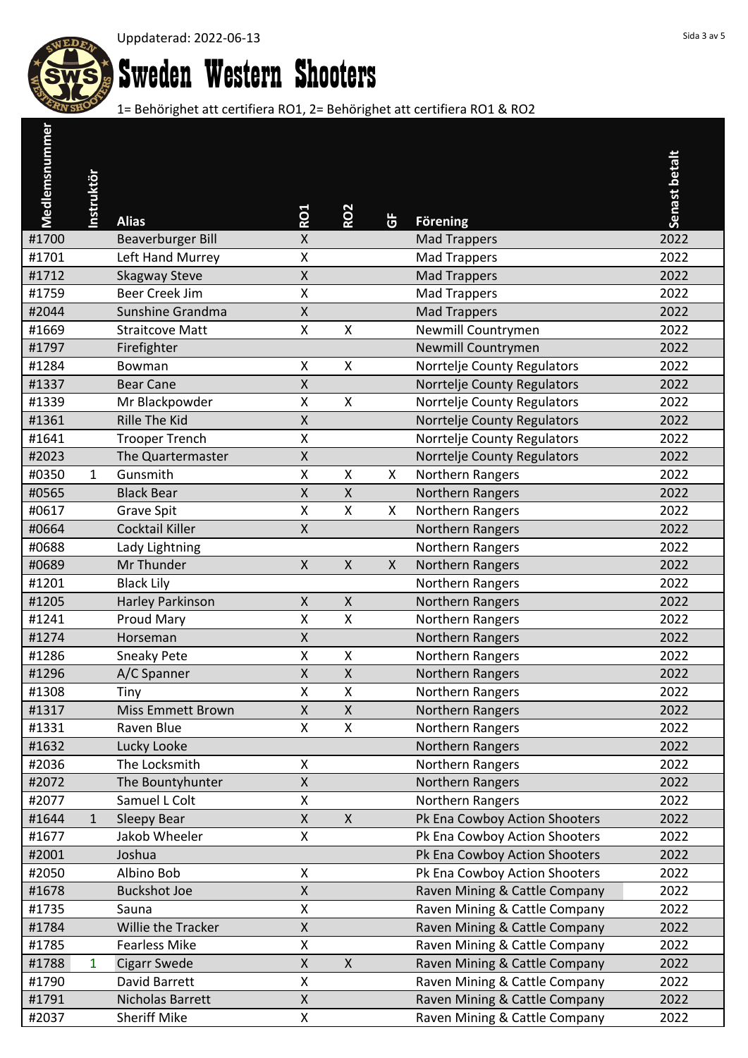Uppdaterad: 2022-06-13

# Sweden Western Shooters

1= Behörighet att certifiera RO1, 2= Behörighet att certifiera RO1 & RO2

| Medlemsnummer | Instruktör | Alias | RO1 | RO2 | GF | Förening | Senast betalt |
|---|---|---|---|---|---|---|---|
| #1700 | | Beaverburger Bill | X | | | Mad Trappers | 2022 |
| #1701 | | Left Hand Murrey | X | | | Mad Trappers | 2022 |
| #1712 | | Skagway Steve | X | | | Mad Trappers | 2022 |
| #1759 | | Beer Creek Jim | X | | | Mad Trappers | 2022 |
| #2044 | | Sunshine Grandma | X | | | Mad Trappers | 2022 |
| #1669 | | Straitcove Matt | X | X | | Newmill Countrymen | 2022 |
| #1797 | | Firefighter | | | | Newmill Countrymen | 2022 |
| #1284 | | Bowman | X | X | | Norrtelje County Regulators | 2022 |
| #1337 | | Bear Cane | X | | | Norrtelje County Regulators | 2022 |
| #1339 | | Mr Blackpowder | X | X | | Norrtelje County Regulators | 2022 |
| #1361 | | Rille The Kid | X | | | Norrtelje County Regulators | 2022 |
| #1641 | | Trooper Trench | X | | | Norrtelje County Regulators | 2022 |
| #2023 | | The Quartermaster | X | | | Norrtelje County Regulators | 2022 |
| #0350 | 1 | Gunsmith | X | X | X | Northern Rangers | 2022 |
| #0565 | | Black Bear | X | X | | Northern Rangers | 2022 |
| #0617 | | Grave Spit | X | X | X | Northern Rangers | 2022 |
| #0664 | | Cocktail Killer | X | | | Northern Rangers | 2022 |
| #0688 | | Lady Lightning | | | | Northern Rangers | 2022 |
| #0689 | | Mr Thunder | X | X | X | Northern Rangers | 2022 |
| #1201 | | Black Lily | | | | Northern Rangers | 2022 |
| #1205 | | Harley Parkinson | X | X | | Northern Rangers | 2022 |
| #1241 | | Proud Mary | X | X | | Northern Rangers | 2022 |
| #1274 | | Horseman | X | | | Northern Rangers | 2022 |
| #1286 | | Sneaky Pete | X | X | | Northern Rangers | 2022 |
| #1296 | | A/C Spanner | X | X | | Northern Rangers | 2022 |
| #1308 | | Tiny | X | X | | Northern Rangers | 2022 |
| #1317 | | Miss Emmett Brown | X | X | | Northern Rangers | 2022 |
| #1331 | | Raven Blue | X | X | | Northern Rangers | 2022 |
| #1632 | | Lucky Looke | | | | Northern Rangers | 2022 |
| #2036 | | The Locksmith | X | | | Northern Rangers | 2022 |
| #2072 | | The Bountyhunter | X | | | Northern Rangers | 2022 |
| #2077 | | Samuel L Colt | X | | | Northern Rangers | 2022 |
| #1644 | 1 | Sleepy Bear | X | X | | Pk Ena Cowboy Action Shooters | 2022 |
| #1677 | | Jakob Wheeler | X | | | Pk Ena Cowboy Action Shooters | 2022 |
| #2001 | | Joshua | | | | Pk Ena Cowboy Action Shooters | 2022 |
| #2050 | | Albino Bob | X | | | Pk Ena Cowboy Action Shooters | 2022 |
| #1678 | | Buckshot Joe | X | | | Raven Mining & Cattle Company | 2022 |
| #1735 | | Sauna | X | | | Raven Mining & Cattle Company | 2022 |
| #1784 | | Willie the Tracker | X | | | Raven Mining & Cattle Company | 2022 |
| #1785 | | Fearless Mike | X | | | Raven Mining & Cattle Company | 2022 |
| #1788 | 1 | Cigarr Swede | X | X | | Raven Mining & Cattle Company | 2022 |
| #1790 | | David Barrett | X | | | Raven Mining & Cattle Company | 2022 |
| #1791 | | Nicholas Barrett | X | | | Raven Mining & Cattle Company | 2022 |
| #2037 | | Sheriff Mike | X | | | Raven Mining & Cattle Company | 2022 |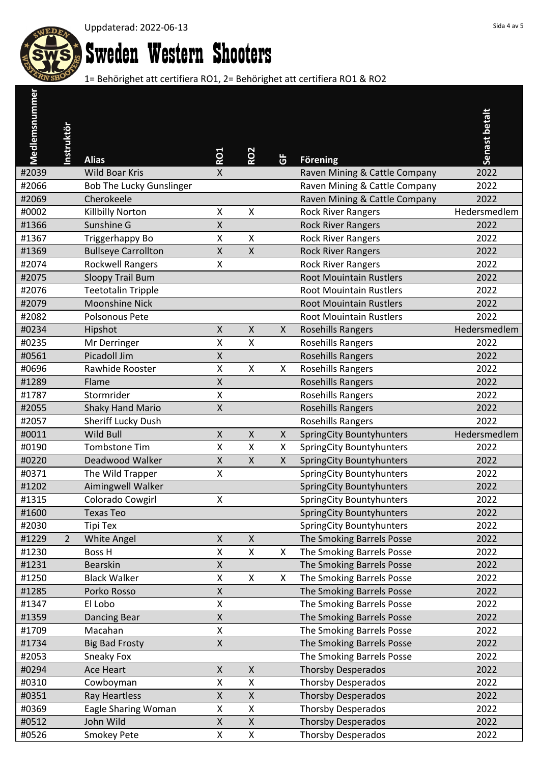Uppdaterad: 2022-06-13

# Sweden Western Shooters

1= Behörighet att certifiera RO1, 2= Behörighet att certifiera RO1 & RO2

| Medlemsnummer | Instruktör | Alias | RO1 | RO2 | GF | Förening | Senast betalt |
|---|---|---|---|---|---|---|---|
| #2039 | | Wild Boar Kris | X | | | Raven Mining & Cattle Company | 2022 |
| #2066 | | Bob The Lucky Gunslinger | | | | Raven Mining & Cattle Company | 2022 |
| #2069 | | Cherokeele | | | | Raven Mining & Cattle Company | 2022 |
| #0002 | | Killbilly Norton | X | X | | Rock River Rangers | Hedersmedlem |
| #1366 | | Sunshine G | X | | | Rock River Rangers | 2022 |
| #1367 | | Triggerhappy Bo | X | X | | Rock River Rangers | 2022 |
| #1369 | | Bullseye Carrollton | X | X | | Rock River Rangers | 2022 |
| #2074 | | Rockwell Rangers | X | | | Rock River Rangers | 2022 |
| #2075 | | Sloopy Trail Bum | | | | Root Mouintain Rustlers | 2022 |
| #2076 | | Teetotalin Tripple | | | | Root Mouintain Rustlers | 2022 |
| #2079 | | Moonshine Nick | | | | Root Mouintain Rustlers | 2022 |
| #2082 | | Polsonous Pete | | | | Root Mouintain Rustlers | 2022 |
| #0234 | | Hipshot | X | X | X | Rosehills Rangers | Hedersmedlem |
| #0235 | | Mr Derringer | X | X | | Rosehills Rangers | 2022 |
| #0561 | | Picadoll Jim | X | | | Rosehills Rangers | 2022 |
| #0696 | | Rawhide Rooster | X | X | X | Rosehills Rangers | 2022 |
| #1289 | | Flame | X | | | Rosehills Rangers | 2022 |
| #1787 | | Stormrider | X | | | Rosehills Rangers | 2022 |
| #2055 | | Shaky Hand Mario | X | | | Rosehills Rangers | 2022 |
| #2057 | | Sheriff Lucky Dush | | | | Rosehills Rangers | 2022 |
| #0011 | | Wild Bull | X | X | X | SpringCity Bountyhunters | Hedersmedlem |
| #0190 | | Tombstone Tim | X | X | X | SpringCity Bountyhunters | 2022 |
| #0220 | | Deadwood Walker | X | X | X | SpringCity Bountyhunters | 2022 |
| #0371 | | The Wild Trapper | X | | | SpringCity Bountyhunters | 2022 |
| #1202 | | Aimingwell Walker | | | | SpringCity Bountyhunters | 2022 |
| #1315 | | Colorado Cowgirl | X | | | SpringCity Bountyhunters | 2022 |
| #1600 | | Texas Teo | | | | SpringCity Bountyhunters | 2022 |
| #2030 | | Tipi Tex | | | | SpringCity Bountyhunters | 2022 |
| #1229 | 2 | White Angel | X | X | | The Smoking Barrels Posse | 2022 |
| #1230 | | Boss H | X | X | X | The Smoking Barrels Posse | 2022 |
| #1231 | | Bearskin | X | | | The Smoking Barrels Posse | 2022 |
| #1250 | | Black Walker | X | X | X | The Smoking Barrels Posse | 2022 |
| #1285 | | Porko Rosso | X | | | The Smoking Barrels Posse | 2022 |
| #1347 | | El Lobo | X | | | The Smoking Barrels Posse | 2022 |
| #1359 | | Dancing Bear | X | | | The Smoking Barrels Posse | 2022 |
| #1709 | | Macahan | X | | | The Smoking Barrels Posse | 2022 |
| #1734 | | Big Bad Frosty | X | | | The Smoking Barrels Posse | 2022 |
| #2053 | | Sneaky Fox | | | | The Smoking Barrels Posse | 2022 |
| #0294 | | Ace Heart | X | X | | Thorsby Desperados | 2022 |
| #0310 | | Cowboyman | X | X | | Thorsby Desperados | 2022 |
| #0351 | | Ray Heartless | X | X | | Thorsby Desperados | 2022 |
| #0369 | | Eagle Sharing Woman | X | X | | Thorsby Desperados | 2022 |
| #0512 | | John Wild | X | X | | Thorsby Desperados | 2022 |
| #0526 | | Smokey Pete | X | X | | Thorsby Desperados | 2022 |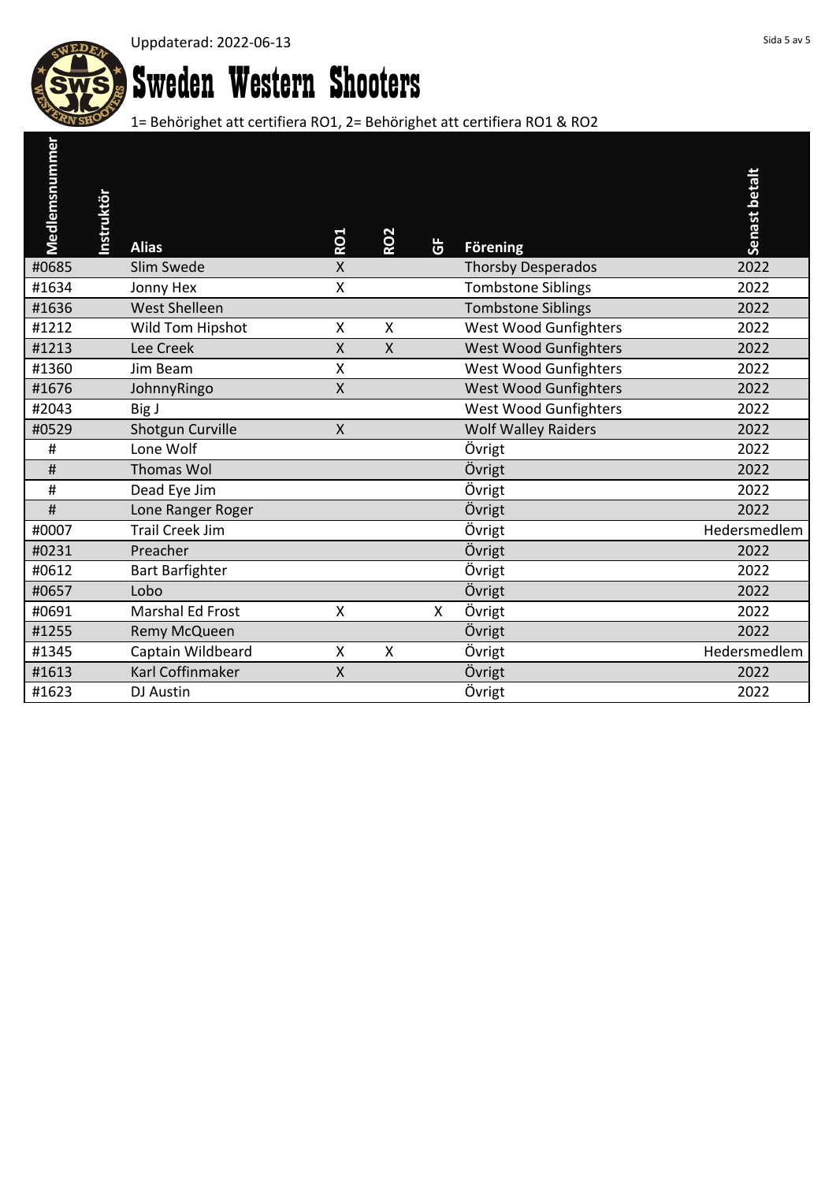Uppdaterad: 2022-06-13

# Sweden Western Shooters

1= Behörighet att certifiera RO1, 2= Behörighet att certifiera RO1 & RO2

| Medlemsnummer | Instruktör | Alias | RO1 | RO2 | GF | Förening | Senast betalt |
|---|---|---|---|---|---|---|---|
| #0685 | | Slim Swede | X | | | Thorsby Desperados | 2022 |
| #1634 | | Jonny Hex | X | | | Tombstone Siblings | 2022 |
| #1636 | | West Shelleen | | | | Tombstone Siblings | 2022 |
| #1212 | | Wild Tom Hipshot | X | X | | West Wood Gunfighters | 2022 |
| #1213 | | Lee Creek | X | X | | West Wood Gunfighters | 2022 |
| #1360 | | Jim Beam | X | | | West Wood Gunfighters | 2022 |
| #1676 | | JohnnyRingo | X | | | West Wood Gunfighters | 2022 |
| #2043 | | Big J | | | | West Wood Gunfighters | 2022 |
| #0529 | | Shotgun Curville | X | | | Wolf Walley Raiders | 2022 |
| # | | Lone Wolf | | | | Övrigt | 2022 |
| # | | Thomas Wol | | | | Övrigt | 2022 |
| # | | Dead Eye Jim | | | | Övrigt | 2022 |
| # | | Lone Ranger Roger | | | | Övrigt | 2022 |
| #0007 | | Trail Creek Jim | | | | Övrigt | Hedersmedlem |
| #0231 | | Preacher | | | | Övrigt | 2022 |
| #0612 | | Bart Barfighter | | | | Övrigt | 2022 |
| #0657 | | Lobo | | | | Övrigt | 2022 |
| #0691 | | Marshal Ed Frost | X | | X | Övrigt | 2022 |
| #1255 | | Remy McQueen | | | | Övrigt | 2022 |
| #1345 | | Captain Wildbeard | X | X | | Övrigt | Hedersmedlem |
| #1613 | | Karl Coffinmaker | X | | | Övrigt | 2022 |
| #1623 | | DJ Austin | | | | Övrigt | 2022 |